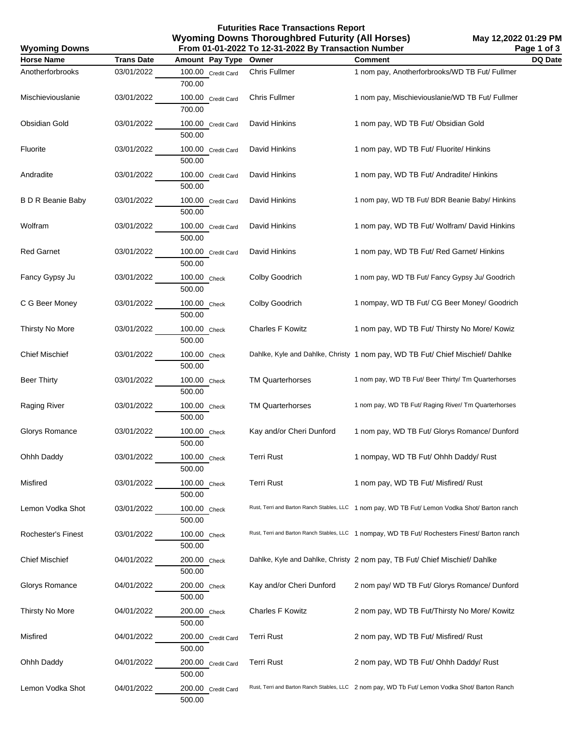# Futurities Race Transactions Report

## Wyoming Downs Thoroughbred Futurity (All Horses)

**Wyoming Downs** — From 01-01-2022 To 12-31-2022 By Transaction Number — May 12,2022 01:29 PM

| Horse Name | Trans Date | Amount | Pay Type | Owner | Comment | DQ Date |
|---|---|---|---|---|---|---|
| Anotherforbrooks | 03/01/2022 | 100.00<br>700.00 | Credit Card | Chris Fullmer | 1 nom pay, Anotherforbrooks/WD TB Fut/ Fullmer | |
| Mischieviouslanie | 03/01/2022 | 100.00<br>700.00 | Credit Card | Chris Fullmer | 1 nom pay, Mischieviouslanie/WD TB Fut/ Fullmer | |
| Obsidian Gold | 03/01/2022 | 100.00<br>500.00 | Credit Card | David Hinkins | 1 nom pay, WD TB Fut/ Obsidian Gold | |
| Fluorite | 03/01/2022 | 100.00<br>500.00 | Credit Card | David Hinkins | 1 nom pay, WD TB Fut/ Fluorite/ Hinkins | |
| Andradite | 03/01/2022 | 100.00<br>500.00 | Credit Card | David Hinkins | 1 nom pay, WD TB Fut/ Andradite/ Hinkins | |
| B D R Beanie Baby | 03/01/2022 | 100.00<br>500.00 | Credit Card | David Hinkins | 1 nom pay, WD TB Fut/ BDR Beanie Baby/ Hinkins | |
| Wolfram | 03/01/2022 | 100.00<br>500.00 | Credit Card | David Hinkins | 1 nom pay, WD TB Fut/ Wolfram/ David Hinkins | |
| Red Garnet | 03/01/2022 | 100.00<br>500.00 | Credit Card | David Hinkins | 1 nom pay, WD TB Fut/ Red Garnet/ Hinkins | |
| Fancy Gypsy Ju | 03/01/2022 | 100.00<br>500.00 | Check | Colby Goodrich | 1 nom pay, WD TB Fut/ Fancy Gypsy Ju/ Goodrich | |
| C G Beer Money | 03/01/2022 | 100.00<br>500.00 | Check | Colby Goodrich | 1 nompay, WD TB Fut/ CG Beer Money/ Goodrich | |
| Thirsty No More | 03/01/2022 | 100.00<br>500.00 | Check | Charles F Kowitz | 1 nom pay, WD TB Fut/ Thirsty No More/ Kowiz | |
| Chief Mischief | 03/01/2022 | 100.00<br>500.00 | Check | Dahlke, Kyle and Dahlke, Christy | 1 nom pay, WD TB Fut/ Chief Mischief/ Dahlke | |
| Beer Thirty | 03/01/2022 | 100.00<br>500.00 | Check | TM Quarterhorses | 1 nom pay, WD TB Fut/ Beer Thirty/ Tm Quarterhorses | |
| Raging River | 03/01/2022 | 100.00<br>500.00 | Check | TM Quarterhorses | 1 nom pay, WD TB Fut/ Raging River/ Tm Quarterhorses | |
| Glorys Romance | 03/01/2022 | 100.00<br>500.00 | Check | Kay and/or Cheri Dunford | 1 nom pay, WD TB Fut/ Glorys Romance/ Dunford | |
| Ohhh Daddy | 03/01/2022 | 100.00<br>500.00 | Check | Terri Rust | 1 nompay, WD TB Fut/ Ohhh Daddy/ Rust | |
| Misfired | 03/01/2022 | 100.00<br>500.00 | Check | Terri Rust | 1 nom pay, WD TB Fut/ Misfired/ Rust | |
| Lemon Vodka Shot | 03/01/2022 | 100.00<br>500.00 | Check | Rust, Terri and Barton Ranch Stables, LLC | 1 nom pay, WD TB Fut/ Lemon Vodka Shot/ Barton ranch | |
| Rochester's Finest | 03/01/2022 | 100.00<br>500.00 | Check | Rust, Terri and Barton Ranch Stables, LLC | 1 nompay, WD TB Fut/ Rochesters Finest/ Barton ranch | |
| Chief Mischief | 04/01/2022 | 200.00<br>500.00 | Check | Dahlke, Kyle and Dahlke, Christy | 2 nom pay, TB Fut/ Chief Mischief/ Dahlke | |
| Glorys Romance | 04/01/2022 | 200.00<br>500.00 | Check | Kay and/or Cheri Dunford | 2 nom pay/ WD TB Fut/ Glorys Romance/ Dunford | |
| Thirsty No More | 04/01/2022 | 200.00<br>500.00 | Check | Charles F Kowitz | 2 nom pay, WD TB Fut/Thirsty No More/ Kowitz | |
| Misfired | 04/01/2022 | 200.00<br>500.00 | Credit Card | Terri Rust | 2 nom pay, WD TB Fut/ Misfired/ Rust | |
| Ohhh Daddy | 04/01/2022 | 200.00<br>500.00 | Credit Card | Terri Rust | 2 nom pay, WD TB Fut/ Ohhh Daddy/ Rust | |
| Lemon Vodka Shot | 04/01/2022 | 200.00<br>500.00 | Credit Card | Rust, Terri and Barton Ranch Stables, LLC | 2 nom pay, WD Tb Fut/ Lemon Vodka Shot/ Barton Ranch | |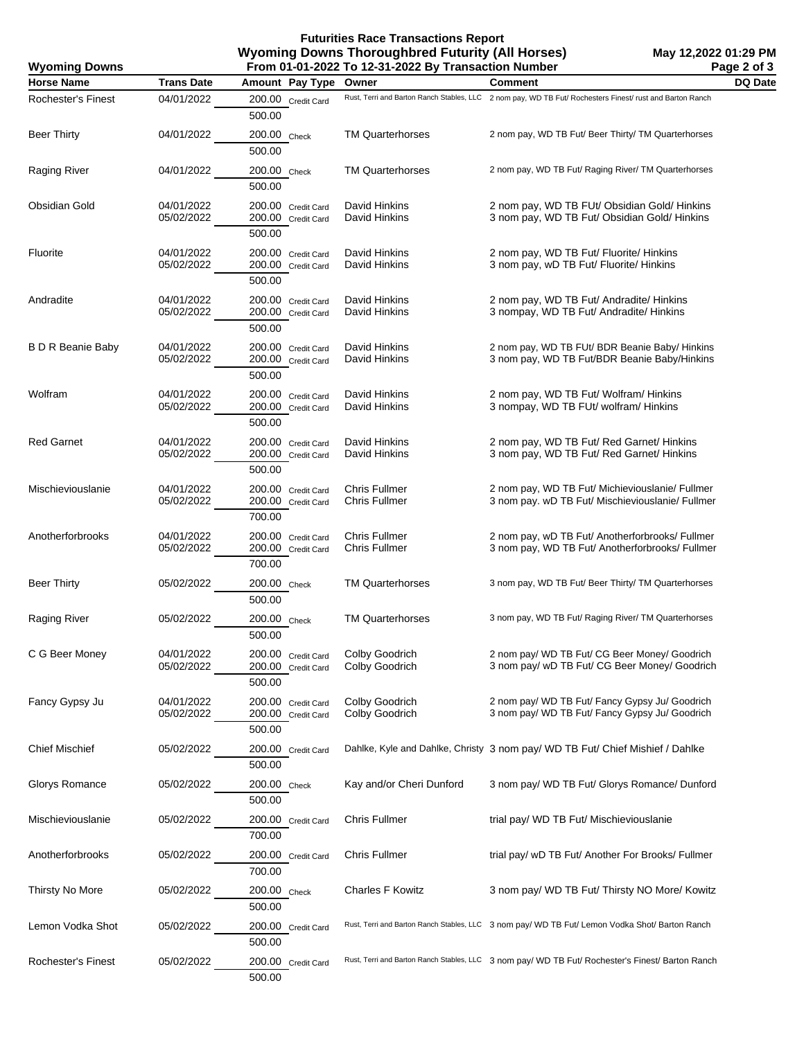**Futurities Race Transactions Report**
**Wyoming Downs Thoroughbred Futurity (All Horses)**
**From 01-01-2022 To 12-31-2022 By Transaction Number**

**Wyoming Downs** May 12,2022 01:29 PM

| Horse Name | Trans Date | Amount | Pay Type | Owner | Comment | DQ Date |
|---|---|---|---|---|---|---|
| Rochester's Finest | 04/01/2022 | 200.00 | Credit Card | Rust, Terri and Barton Ranch Stables, LLC | 2 nom pay, WD TB Fut/ Rochesters Finest/ rust and Barton Ranch | |
| | | 500.00 | | | | |
| Beer Thirty | 04/01/2022 | 200.00 | Check | TM Quarterhorses | 2 nom pay, WD TB Fut/ Beer Thirty/ TM Quarterhorses | |
| | | 500.00 | | | | |
| Raging River | 04/01/2022 | 200.00 | Check | TM Quarterhorses | 2 nom pay, WD TB Fut/ Raging River/ TM Quarterhorses | |
| | | 500.00 | | | | |
| Obsidian Gold | 04/01/2022 | 200.00 | Credit Card | David Hinkins | 2 nom pay, WD TB FUt/ Obsidian Gold/ Hinkins | |
| | 05/02/2022 | 200.00 | Credit Card | David Hinkins | 3 nom pay, WD TB Fut/ Obsidian Gold/ Hinkins | |
| | | 500.00 | | | | |
| Fluorite | 04/01/2022 | 200.00 | Credit Card | David Hinkins | 2 nom pay, WD TB Fut/ Fluorite/ Hinkins | |
| | 05/02/2022 | 200.00 | Credit Card | David Hinkins | 3 nom pay, wD TB Fut/ Fluorite/ Hinkins | |
| | | 500.00 | | | | |
| Andradite | 04/01/2022 | 200.00 | Credit Card | David Hinkins | 2 nom pay, WD TB Fut/ Andradite/ Hinkins | |
| | 05/02/2022 | 200.00 | Credit Card | David Hinkins | 3 nompay, WD TB Fut/ Andradite/ Hinkins | |
| | | 500.00 | | | | |
| B D R Beanie Baby | 04/01/2022 | 200.00 | Credit Card | David Hinkins | 2 nom pay, WD TB FUt/ BDR Beanie Baby/ Hinkins | |
| | 05/02/2022 | 200.00 | Credit Card | David Hinkins | 3 nom pay, WD TB Fut/BDR Beanie Baby/Hinkins | |
| | | 500.00 | | | | |
| Wolfram | 04/01/2022 | 200.00 | Credit Card | David Hinkins | 2 nom pay, WD TB Fut/ Wolfram/ Hinkins | |
| | 05/02/2022 | 200.00 | Credit Card | David Hinkins | 3 nompay, WD TB FUt/ wolfram/ Hinkins | |
| | | 500.00 | | | | |
| Red Garnet | 04/01/2022 | 200.00 | Credit Card | David Hinkins | 2 nom pay, WD TB Fut/ Red Garnet/ Hinkins | |
| | 05/02/2022 | 200.00 | Credit Card | David Hinkins | 3 nom pay, WD TB Fut/ Red Garnet/ Hinkins | |
| | | 500.00 | | | | |
| Mischieviouslanie | 04/01/2022 | 200.00 | Credit Card | Chris Fullmer | 2 nom pay, WD TB Fut/ Michieviouslanie/ Fullmer | |
| | 05/02/2022 | 200.00 | Credit Card | Chris Fullmer | 3 nom pay. wD TB Fut/ Mischieviouslanie/ Fullmer | |
| | | 700.00 | | | | |
| Anotherforbrooks | 04/01/2022 | 200.00 | Credit Card | Chris Fullmer | 2 nom pay, wD TB Fut/ Anotherforbrooks/ Fullmer | |
| | 05/02/2022 | 200.00 | Credit Card | Chris Fullmer | 3 nom pay, WD TB Fut/ Anotherforbrooks/ Fullmer | |
| | | 700.00 | | | | |
| Beer Thirty | 05/02/2022 | 200.00 | Check | TM Quarterhorses | 3 nom pay, WD TB Fut/ Beer Thirty/ TM Quarterhorses | |
| | | 500.00 | | | | |
| Raging River | 05/02/2022 | 200.00 | Check | TM Quarterhorses | 3 nom pay, WD TB Fut/ Raging River/ TM Quarterhorses | |
| | | 500.00 | | | | |
| C G Beer Money | 04/01/2022 | 200.00 | Credit Card | Colby Goodrich | 2 nom pay/ WD TB FUt/ CG Beer Money/ Goodrich | |
| | 05/02/2022 | 200.00 | Credit Card | Colby Goodrich | 3 nom pay/ wD TB Fut/ CG Beer Money/ Goodrich | |
| | | 500.00 | | | | |
| Fancy Gypsy Ju | 04/01/2022 | 200.00 | Credit Card | Colby Goodrich | 2 nom pay/ WD TB Fut/ Fancy Gypsy Ju/ Goodrich | |
| | 05/02/2022 | 200.00 | Credit Card | Colby Goodrich | 3 nom pay/ WD TB Fut/ Fancy Gypsy Ju/ Goodrich | |
| | | 500.00 | | | | |
| Chief Mischief | 05/02/2022 | 200.00 | Credit Card | Dahlke, Kyle and Dahlke, Christy | 3 nom pay/ WD TB Fut/ Chief Mishief / Dahlke | |
| | | 500.00 | | | | |
| Glorys Romance | 05/02/2022 | 200.00 | Check | Kay and/or Cheri Dunford | 3 nom pay/ WD TB Fut/ Glorys Romance/ Dunford | |
| | | 500.00 | | | | |
| Mischieviouslanie | 05/02/2022 | 200.00 | Credit Card | Chris Fullmer | trial pay/ WD TB Fut/ Mischieviouslanie | |
| | | 700.00 | | | | |
| Anotherforbrooks | 05/02/2022 | 200.00 | Credit Card | Chris Fullmer | trial pay/ wD TB Fut/ Another For Brooks/ Fullmer | |
| | | 700.00 | | | | |
| Thirsty No More | 05/02/2022 | 200.00 | Check | Charles F Kowitz | 3 nom pay/ WD TB Fut/ Thirsty NO More/ Kowitz | |
| | | 500.00 | | | | |
| Lemon Vodka Shot | 05/02/2022 | 200.00 | Credit Card | Rust, Terri and Barton Ranch Stables, LLC | 3 nom pay/ WD TB Fut/ Lemon Vodka Shot/ Barton Ranch | |
| | | 500.00 | | | | |
| Rochester's Finest | 05/02/2022 | 200.00 | Credit Card | Rust, Terri and Barton Ranch Stables, LLC | 3 nom pay/ WD TB Fut/ Rochester's Finest/ Barton Ranch | |
| | | 500.00 | | | | |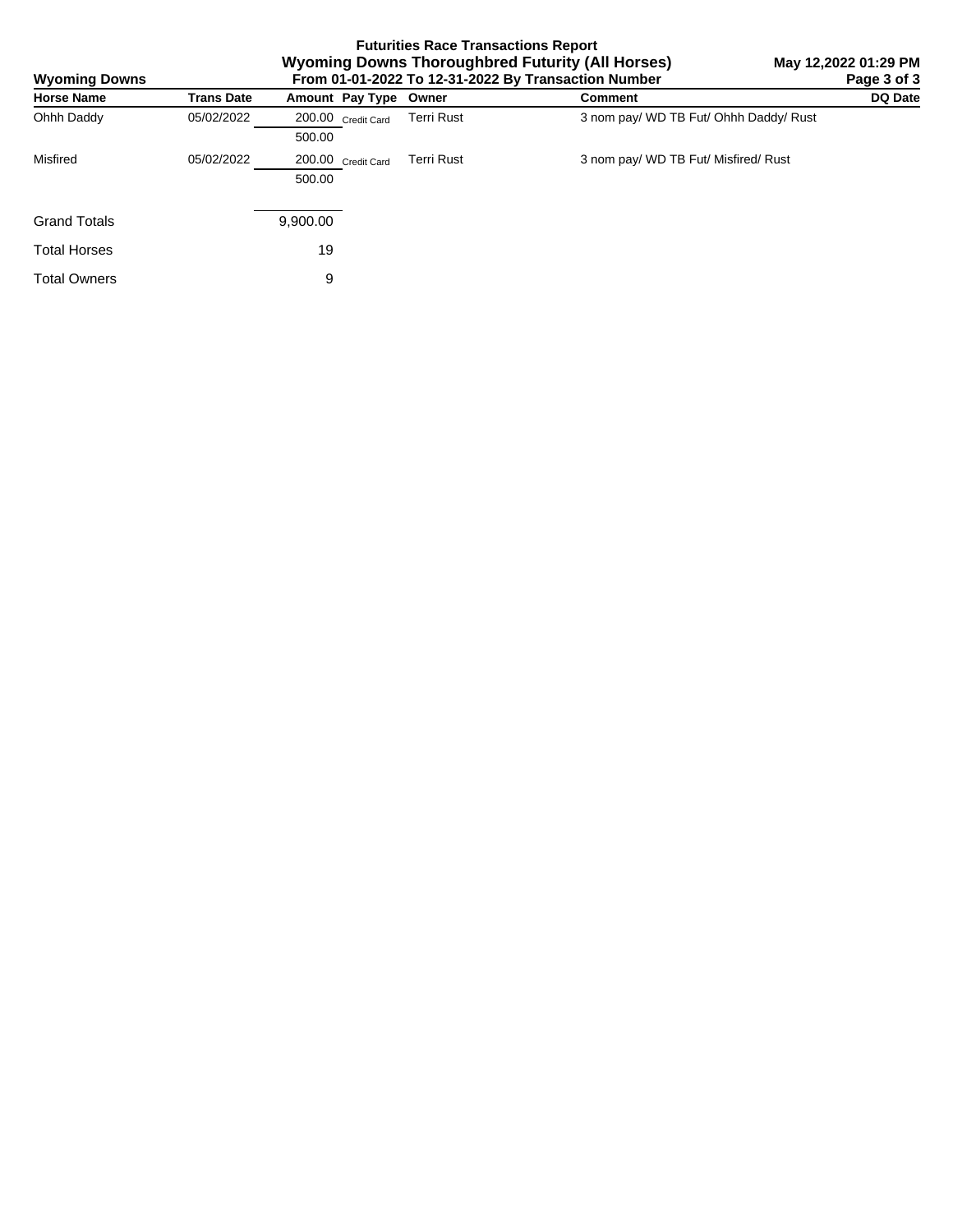**Futurities Race Transactions Report**

**Wyoming Downs Thoroughbred Futurity (All Horses)**

**From 01-01-2022 To 12-31-2022 By Transaction Number**

**Wyoming Downs**

**May 12,2022 01:29 PM**

| Horse Name | Trans Date | Amount | Pay Type | Owner | Comment | DQ Date |
|---|---|---|---|---|---|---|
| Ohhh Daddy | 05/02/2022 | 200.00 | Credit Card | Terri Rust | 3 nom pay/ WD TB Fut/ Ohhh Daddy/ Rust | |
| | | 500.00 | | | | |
| Misfired | 05/02/2022 | 200.00 | Credit Card | Terri Rust | 3 nom pay/ WD TB Fut/ Misfired/ Rust | |
| | | 500.00 | | | | |
| Grand Totals | | 9,900.00 | | | | |
| Total Horses | | 19 | | | | |
| Total Owners | | 9 | | | | |